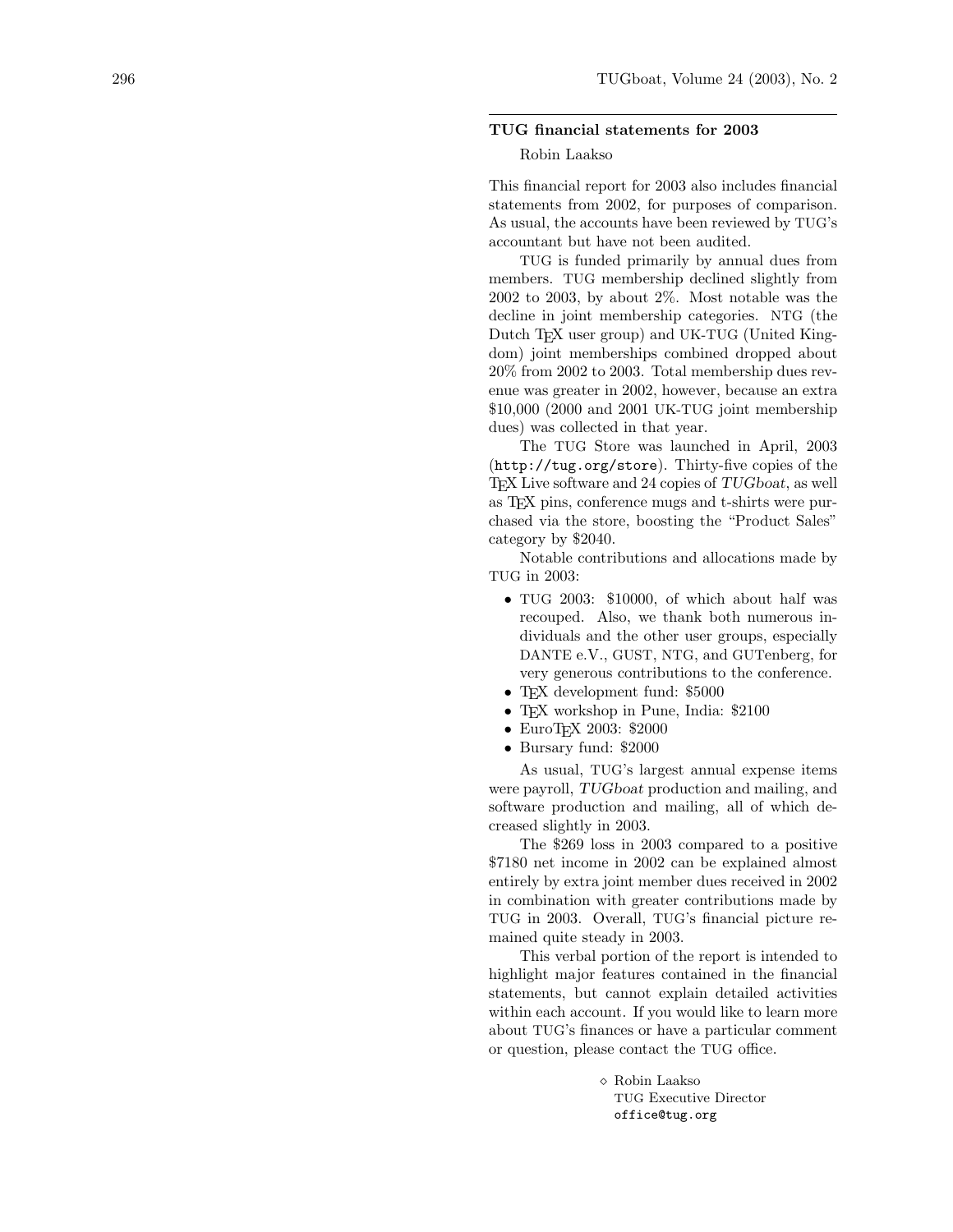## TUG financial statements for 2003

Robin Laakso

This financial report for 2003 also includes financial statements from 2002, for purposes of comparison. As usual, the accounts have been reviewed by TUG's accountant but have not been audited.

TUG is funded primarily by annual dues from members. TUG membership declined slightly from 2002 to 2003, by about 2%. Most notable was the decline in joint membership categories. NTG (the Dutch TeX user group) and UK-TUG (United Kingdom) joint memberships combined dropped about 20% from 2002 to 2003. Total membership dues revenue was greater in 2002, however, because an extra $10,000 (2000 and 2001 UK-TUG joint membership dues) was collected in that year.

The TUG Store was launched in April, 2003 (`http://tug.org/store`). Thirty-five copies of the TeX Live software and 24 copies of *TUGboat*, as well as TeX pins, conference mugs and t-shirts were purchased via the store, boosting the "Product Sales" category by $2040.

Notable contributions and allocations made by TUG in 2003:

- TUG 2003: $10000, of which about half was recouped. Also, we thank both numerous individuals and the other user groups, especially DANTE e.V., GUST, NTG, and GUTenberg, for very generous contributions to the conference.
- TeX development fund: $5000
- TeX workshop in Pune, India: $2100
- EuroTeX 2003: $2000
- Bursary fund: $2000

As usual, TUG's largest annual expense items were payroll, *TUGboat* production and mailing, and software production and mailing, all of which decreased slightly in 2003.

The $269 loss in 2003 compared to a positive $7180 net income in 2002 can be explained almost entirely by extra joint member dues received in 2002 in combination with greater contributions made by TUG in 2003. Overall, TUG's financial picture remained quite steady in 2003.

This verbal portion of the report is intended to highlight major features contained in the financial statements, but cannot explain detailed activities within each account. If you would like to learn more about TUG's finances or have a particular comment or question, please contact the TUG office.

◇ Robin Laakso
TUG Executive Director
`office@tug.org`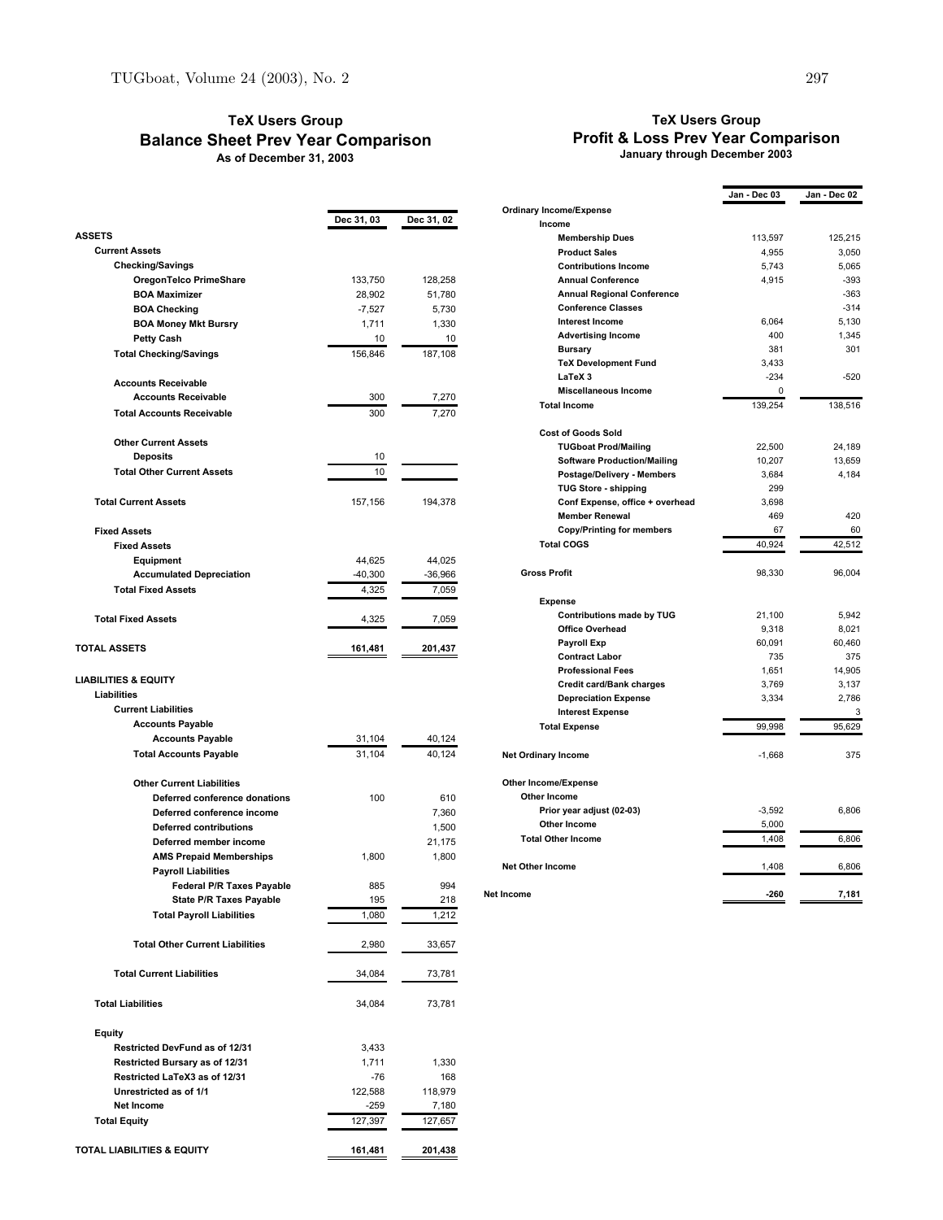## TeX Users Group

# Balance Sheet Prev Year Comparison

### As of December 31, 2003

| | Dec 31, 03 | Dec 31, 02 |
|---|---|---|
| **ASSETS** | | |
| **Current Assets** | | |
| **Checking/Savings** | | |
| **OregonTelco PrimeShare** | 133,750 | 128,258 |
| **BOA Maximizer** | 28,902 | 51,780 |
| **BOA Checking** | -7,527 | 5,730 |
| **BOA Money Mkt Bursry** | 1,711 | 1,330 |
| **Petty Cash** | 10 | 10 |
| **Total Checking/Savings** | 156,846 | 187,108 |
| **Accounts Receivable** | | |
| **Accounts Receivable** | 300 | 7,270 |
| **Total Accounts Receivable** | 300 | 7,270 |
| **Other Current Assets** | | |
| **Deposits** | 10 | |
| **Total Other Current Assets** | 10 | |
| **Total Current Assets** | 157,156 | 194,378 |
| **Fixed Assets** | | |
| **Fixed Assets** | | |
| **Equipment** | 44,625 | 44,025 |
| **Accumulated Depreciation** | -40,300 | -36,966 |
| **Total Fixed Assets** | 4,325 | 7,059 |
| **Total Fixed Assets** | 4,325 | 7,059 |
| **TOTAL ASSETS** | **161,481** | **201,437** |
| **LIABILITIES & EQUITY** | | |
| **Liabilities** | | |
| **Current Liabilities** | | |
| **Accounts Payable** | | |
| **Accounts Payable** | 31,104 | 40,124 |
| **Total Accounts Payable** | 31,104 | 40,124 |
| **Other Current Liabilities** | | |
| **Deferred conference donations** | 100 | 610 |
| **Deferred conference income** | | 7,360 |
| **Deferred contributions** | | 1,500 |
| **Deferred member income** | | 21,175 |
| **AMS Prepaid Memberships** | 1,800 | 1,800 |
| **Payroll Liabilities** | | |
| **Federal P/R Taxes Payable** | 885 | 994 |
| **State P/R Taxes Payable** | 195 | 218 |
| **Total Payroll Liabilities** | 1,080 | 1,212 |
| **Total Other Current Liabilities** | 2,980 | 33,657 |
| **Total Current Liabilities** | 34,084 | 73,781 |
| **Total Liabilities** | 34,084 | 73,781 |
| **Equity** | | |
| **Restricted DevFund as of 12/31** | 3,433 | |
| **Restricted Bursary as of 12/31** | 1,711 | 1,330 |
| **Restricted LaTeX3 as of 12/31** | -76 | 168 |
| **Unrestricted as of 1/1** | 122,588 | 118,979 |
| **Net Income** | -259 | 7,180 |
| **Total Equity** | 127,397 | 127,657 |
| **TOTAL LIABILITIES & EQUITY** | **161,481** | **201,438** |

## TeX Users Group

# Profit & Loss Prev Year Comparison

### January through December 2003

| | Jan - Dec 03 | Jan - Dec 02 |
|---|---|---|
| **Ordinary Income/Expense** | | |
| **Income** | | |
| **Membership Dues** | 113,597 | 125,215 |
| **Product Sales** | 4,955 | 3,050 |
| **Contributions Income** | 5,743 | 5,065 |
| **Annual Conference** | 4,915 | -393 |
| **Annual Regional Conference** | | -363 |
| **Conference Classes** | | -314 |
| **Interest Income** | 6,064 | 5,130 |
| **Advertising Income** | 400 | 1,345 |
| **Bursary** | 381 | 301 |
| **TeX Development Fund** | 3,433 | |
| **LaTeX 3** | -234 | -520 |
| **Miscellaneous Income** | 0 | |
| **Total Income** | 139,254 | 138,516 |
| **Cost of Goods Sold** | | |
| **TUGboat Prod/Mailing** | 22,500 | 24,189 |
| **Software Production/Mailing** | 10,207 | 13,659 |
| **Postage/Delivery - Members** | 3,684 | 4,184 |
| **TUG Store - shipping** | 299 | |
| **Conf Expense, office + overhead** | 3,698 | |
| **Member Renewal** | 469 | 420 |
| **Copy/Printing for members** | 67 | 60 |
| **Total COGS** | 40,924 | 42,512 |
| **Gross Profit** | 98,330 | 96,004 |
| **Expense** | | |
| **Contributions made by TUG** | 21,100 | 5,942 |
| **Office Overhead** | 9,318 | 8,021 |
| **Payroll Exp** | 60,091 | 60,460 |
| **Contract Labor** | 735 | 375 |
| **Professional Fees** | 1,651 | 14,905 |
| **Credit card/Bank charges** | 3,769 | 3,137 |
| **Depreciation Expense** | 3,334 | 2,786 |
| **Interest Expense** | | 3 |
| **Total Expense** | 99,998 | 95,629 |
| **Net Ordinary Income** | -1,668 | 375 |
| **Other Income/Expense** | | |
| **Other Income** | | |
| **Prior year adjust (02-03)** | -3,592 | 6,806 |
| **Other Income** | 5,000 | |
| **Total Other Income** | 1,408 | 6,806 |
| **Net Other Income** | 1,408 | 6,806 |
| **Net Income** | **-260** | **7,181** |